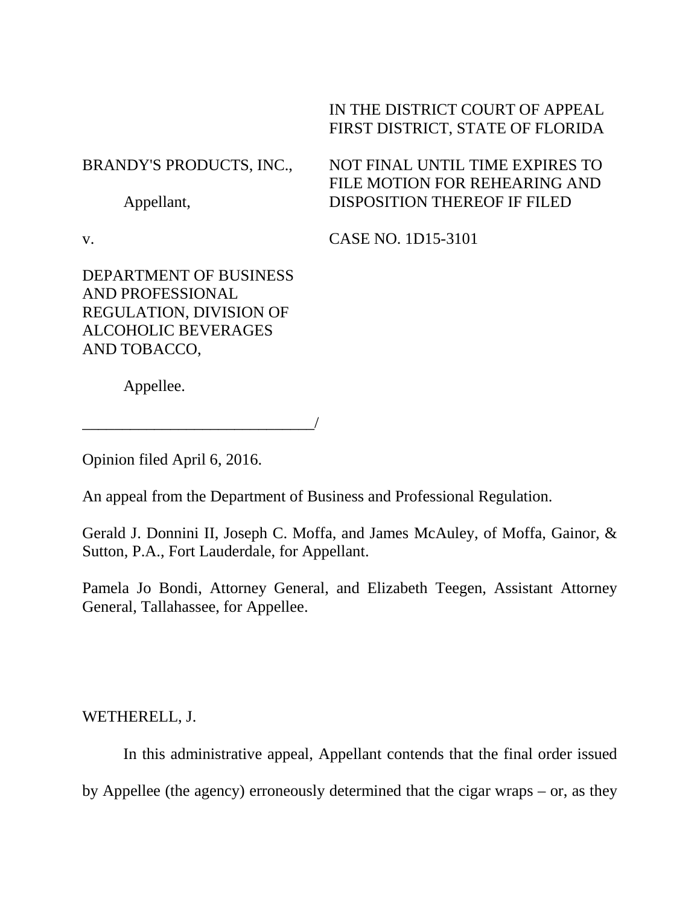IN THE DISTRICT COURT OF APPEAL
FIRST DISTRICT, STATE OF FLORIDA

BRANDY'S PRODUCTS, INC.,

Appellant,

v.

DEPARTMENT OF BUSINESS AND PROFESSIONAL REGULATION, DIVISION OF ALCOHOLIC BEVERAGES AND TOBACCO,

Appellee.

_____________________________/

NOT FINAL UNTIL TIME EXPIRES TO FILE MOTION FOR REHEARING AND DISPOSITION THEREOF IF FILED

CASE NO. 1D15-3101

Opinion filed April 6, 2016.

An appeal from the Department of Business and Professional Regulation.

Gerald J. Donnini II, Joseph C. Moffa, and James McAuley, of Moffa, Gainor, & Sutton, P.A., Fort Lauderdale, for Appellant.

Pamela Jo Bondi, Attorney General, and Elizabeth Teegen, Assistant Attorney General, Tallahassee, for Appellee.

WETHERELL, J.

In this administrative appeal, Appellant contends that the final order issued by Appellee (the agency) erroneously determined that the cigar wraps – or, as they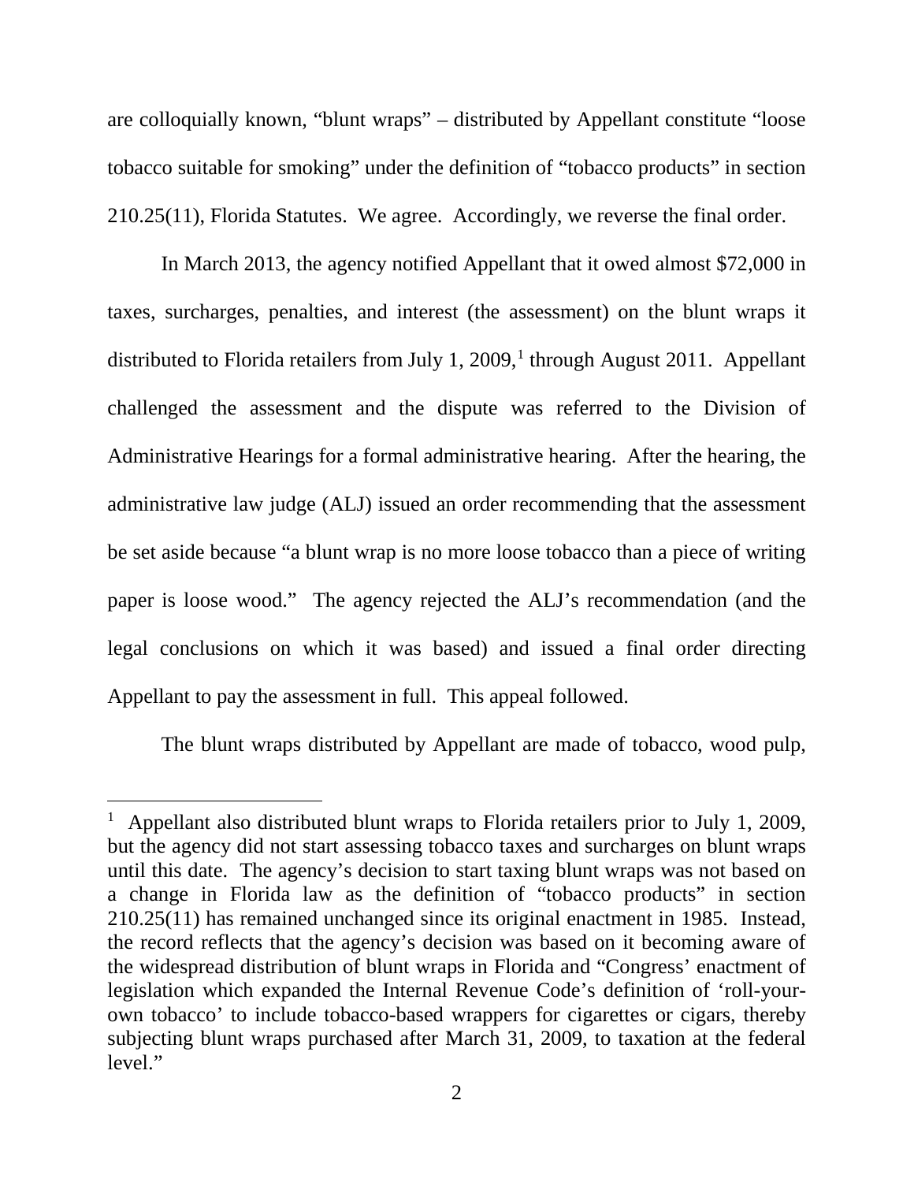are colloquially known, "blunt wraps" – distributed by Appellant constitute "loose tobacco suitable for smoking" under the definition of "tobacco products" in section 210.25(11), Florida Statutes. We agree. Accordingly, we reverse the final order.

In March 2013, the agency notified Appellant that it owed almost $72,000 in taxes, surcharges, penalties, and interest (the assessment) on the blunt wraps it distributed to Florida retailers from July 1, 2009,[1] through August 2011. Appellant challenged the assessment and the dispute was referred to the Division of Administrative Hearings for a formal administrative hearing. After the hearing, the administrative law judge (ALJ) issued an order recommending that the assessment be set aside because "a blunt wrap is no more loose tobacco than a piece of writing paper is loose wood." The agency rejected the ALJ's recommendation (and the legal conclusions on which it was based) and issued a final order directing Appellant to pay the assessment in full. This appeal followed.

The blunt wraps distributed by Appellant are made of tobacco, wood pulp,

[1] Appellant also distributed blunt wraps to Florida retailers prior to July 1, 2009, but the agency did not start assessing tobacco taxes and surcharges on blunt wraps until this date. The agency's decision to start taxing blunt wraps was not based on a change in Florida law as the definition of "tobacco products" in section 210.25(11) has remained unchanged since its original enactment in 1985. Instead, the record reflects that the agency's decision was based on it becoming aware of the widespread distribution of blunt wraps in Florida and "Congress' enactment of legislation which expanded the Internal Revenue Code's definition of 'roll-your-own tobacco' to include tobacco-based wrappers for cigarettes or cigars, thereby subjecting blunt wraps purchased after March 31, 2009, to taxation at the federal level."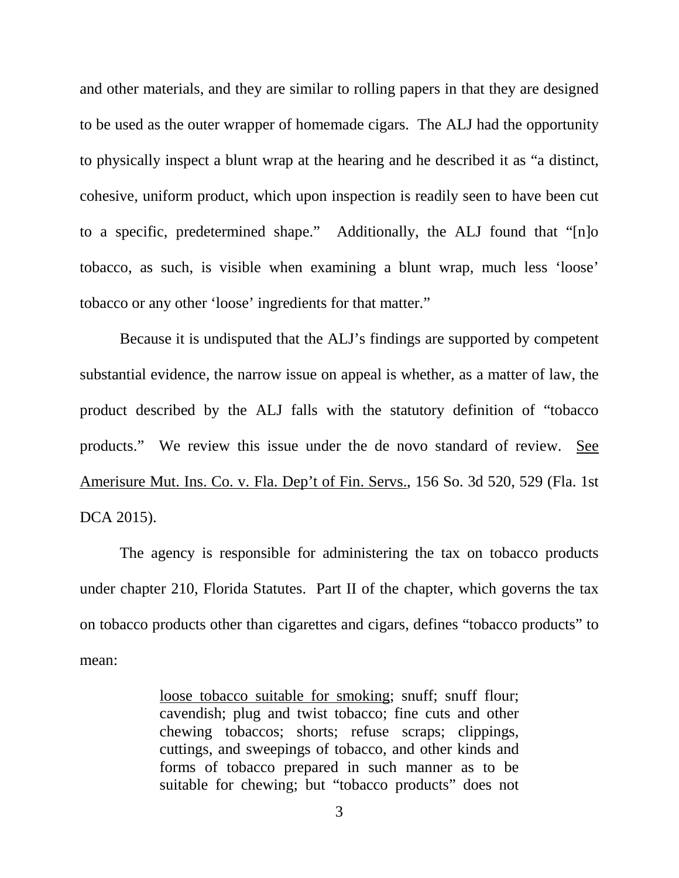and other materials, and they are similar to rolling papers in that they are designed to be used as the outer wrapper of homemade cigars. The ALJ had the opportunity to physically inspect a blunt wrap at the hearing and he described it as "a distinct, cohesive, uniform product, which upon inspection is readily seen to have been cut to a specific, predetermined shape." Additionally, the ALJ found that "[n]o tobacco, as such, is visible when examining a blunt wrap, much less 'loose' tobacco or any other 'loose' ingredients for that matter."

Because it is undisputed that the ALJ's findings are supported by competent substantial evidence, the narrow issue on appeal is whether, as a matter of law, the product described by the ALJ falls with the statutory definition of "tobacco products." We review this issue under the de novo standard of review. See Amerisure Mut. Ins. Co. v. Fla. Dep't of Fin. Servs., 156 So. 3d 520, 529 (Fla. 1st DCA 2015).

The agency is responsible for administering the tax on tobacco products under chapter 210, Florida Statutes. Part II of the chapter, which governs the tax on tobacco products other than cigarettes and cigars, defines "tobacco products" to mean:

> loose tobacco suitable for smoking; snuff; snuff flour; cavendish; plug and twist tobacco; fine cuts and other chewing tobaccos; shorts; refuse scraps; clippings, cuttings, and sweepings of tobacco, and other kinds and forms of tobacco prepared in such manner as to be suitable for chewing; but "tobacco products" does not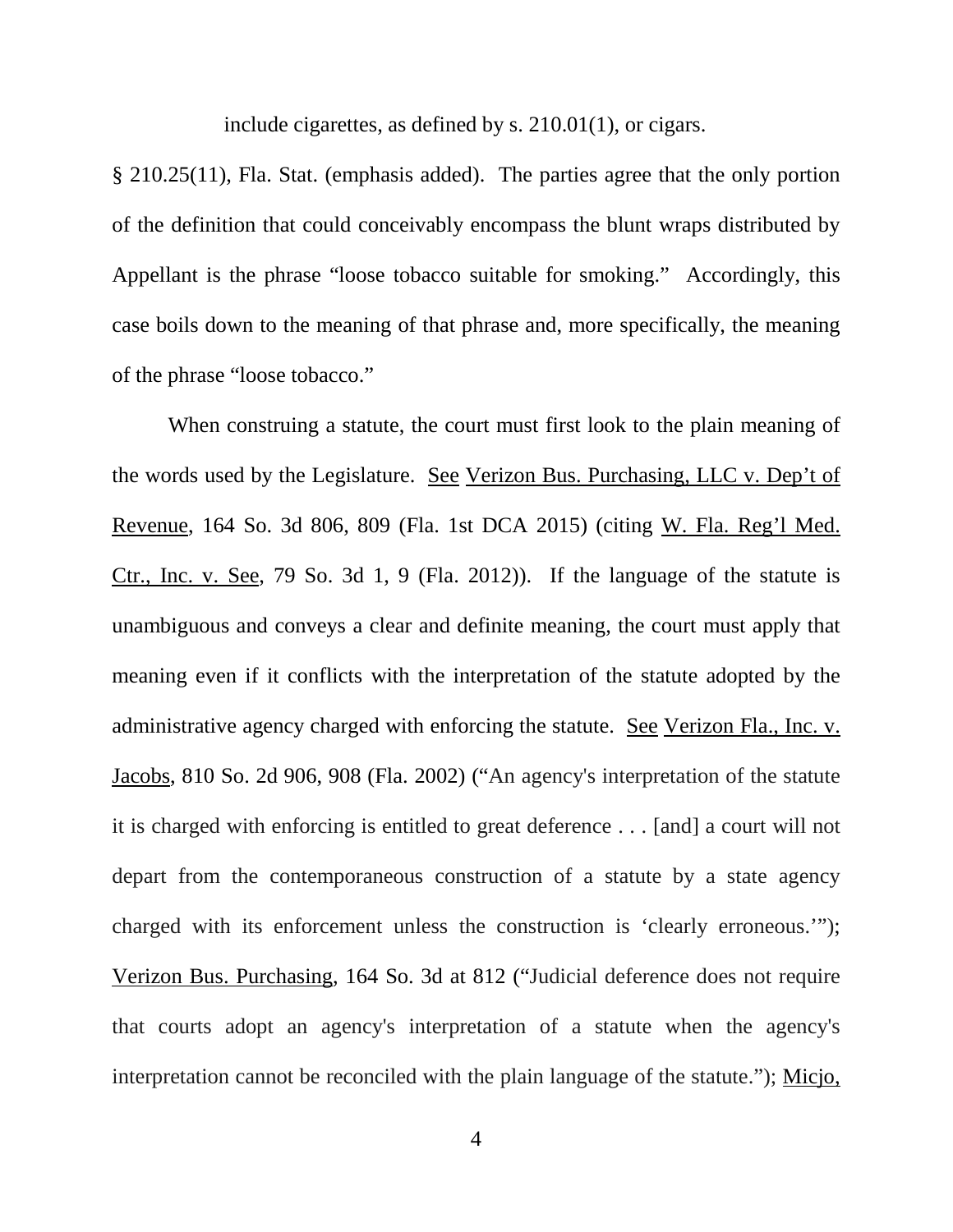include cigarettes, as defined by s. 210.01(1), or cigars.

§ 210.25(11), Fla. Stat. (emphasis added). The parties agree that the only portion of the definition that could conceivably encompass the blunt wraps distributed by Appellant is the phrase "loose tobacco suitable for smoking." Accordingly, this case boils down to the meaning of that phrase and, more specifically, the meaning of the phrase "loose tobacco."

When construing a statute, the court must first look to the plain meaning of the words used by the Legislature. See Verizon Bus. Purchasing, LLC v. Dep't of Revenue, 164 So. 3d 806, 809 (Fla. 1st DCA 2015) (citing W. Fla. Reg'l Med. Ctr., Inc. v. See, 79 So. 3d 1, 9 (Fla. 2012)). If the language of the statute is unambiguous and conveys a clear and definite meaning, the court must apply that meaning even if it conflicts with the interpretation of the statute adopted by the administrative agency charged with enforcing the statute. See Verizon Fla., Inc. v. Jacobs, 810 So. 2d 906, 908 (Fla. 2002) ("An agency's interpretation of the statute it is charged with enforcing is entitled to great deference . . . [and] a court will not depart from the contemporaneous construction of a statute by a state agency charged with its enforcement unless the construction is 'clearly erroneous.'"); Verizon Bus. Purchasing, 164 So. 3d at 812 ("Judicial deference does not require that courts adopt an agency's interpretation of a statute when the agency's interpretation cannot be reconciled with the plain language of the statute."); Micjo,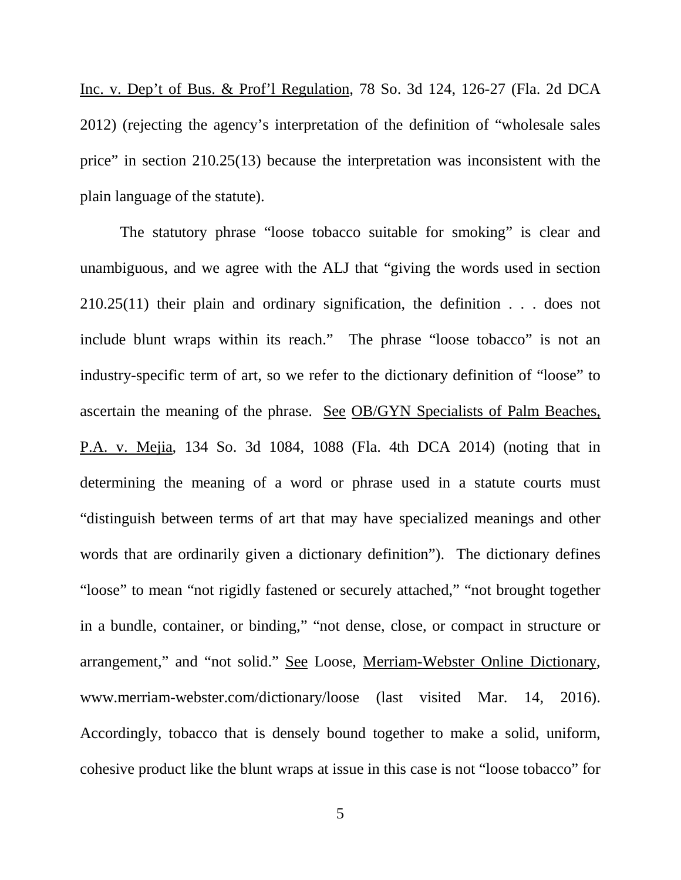Inc. v. Dep't of Bus. & Prof'l Regulation, 78 So. 3d 124, 126-27 (Fla. 2d DCA 2012) (rejecting the agency's interpretation of the definition of "wholesale sales price" in section 210.25(13) because the interpretation was inconsistent with the plain language of the statute).

The statutory phrase "loose tobacco suitable for smoking" is clear and unambiguous, and we agree with the ALJ that "giving the words used in section 210.25(11) their plain and ordinary signification, the definition . . . does not include blunt wraps within its reach." The phrase "loose tobacco" is not an industry-specific term of art, so we refer to the dictionary definition of "loose" to ascertain the meaning of the phrase. See OB/GYN Specialists of Palm Beaches, P.A. v. Mejia, 134 So. 3d 1084, 1088 (Fla. 4th DCA 2014) (noting that in determining the meaning of a word or phrase used in a statute courts must "distinguish between terms of art that may have specialized meanings and other words that are ordinarily given a dictionary definition"). The dictionary defines "loose" to mean "not rigidly fastened or securely attached," "not brought together in a bundle, container, or binding," "not dense, close, or compact in structure or arrangement," and "not solid." See Loose, Merriam-Webster Online Dictionary, www.merriam-webster.com/dictionary/loose (last visited Mar. 14, 2016). Accordingly, tobacco that is densely bound together to make a solid, uniform, cohesive product like the blunt wraps at issue in this case is not "loose tobacco" for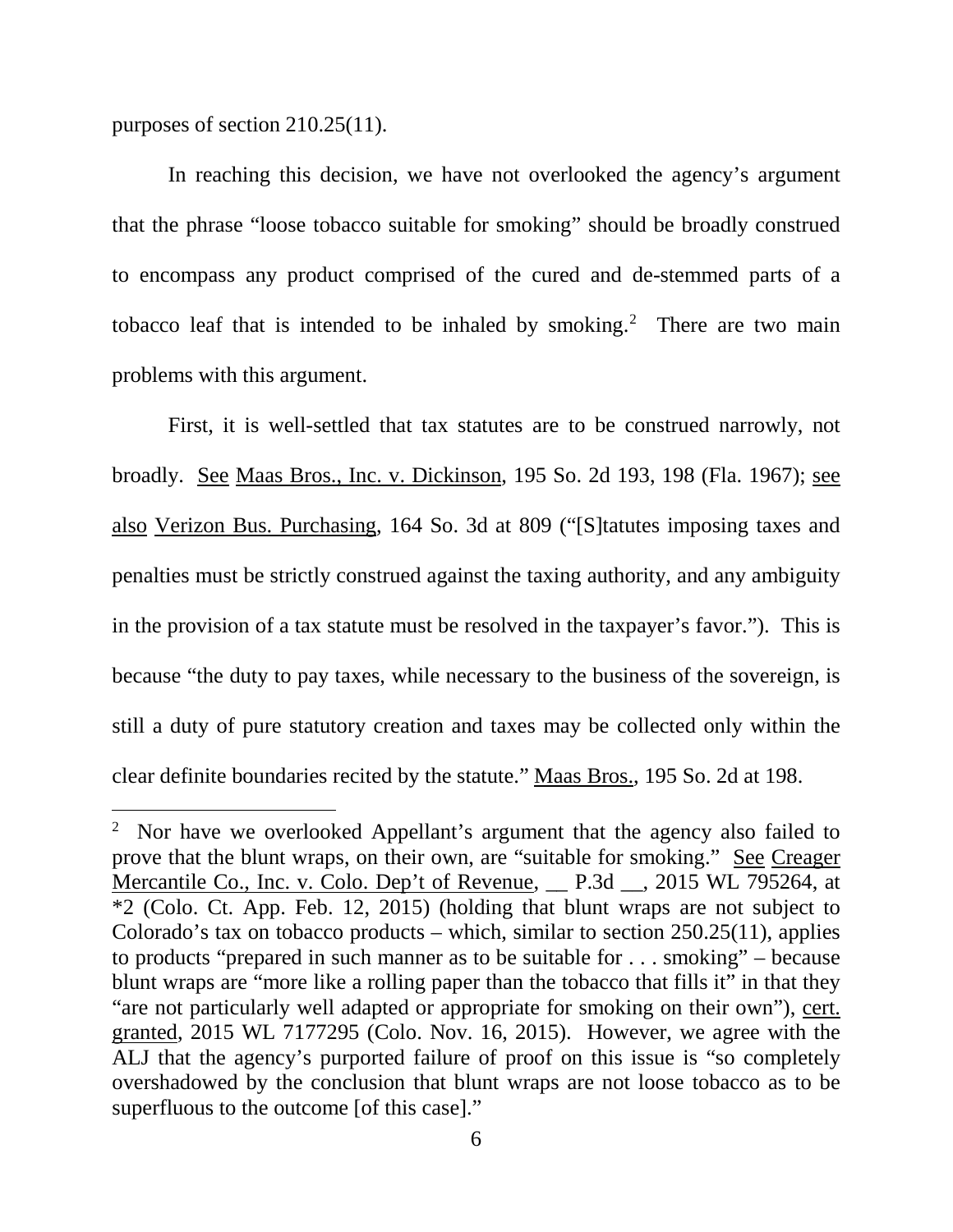purposes of section 210.25(11).

In reaching this decision, we have not overlooked the agency's argument that the phrase "loose tobacco suitable for smoking" should be broadly construed to encompass any product comprised of the cured and de-stemmed parts of a tobacco leaf that is intended to be inhaled by smoking.[2] There are two main problems with this argument.

First, it is well-settled that tax statutes are to be construed narrowly, not broadly. See Maas Bros., Inc. v. Dickinson, 195 So. 2d 193, 198 (Fla. 1967); see also Verizon Bus. Purchasing, 164 So. 3d at 809 ("[S]tatutes imposing taxes and penalties must be strictly construed against the taxing authority, and any ambiguity in the provision of a tax statute must be resolved in the taxpayer's favor."). This is because "the duty to pay taxes, while necessary to the business of the sovereign, is still a duty of pure statutory creation and taxes may be collected only within the clear definite boundaries recited by the statute." Maas Bros., 195 So. 2d at 198.

---

[2] Nor have we overlooked Appellant's argument that the agency also failed to prove that the blunt wraps, on their own, are "suitable for smoking." See Creager Mercantile Co., Inc. v. Colo. Dep't of Revenue, __ P.3d __, 2015 WL 795264, at *2 (Colo. Ct. App. Feb. 12, 2015) (holding that blunt wraps are not subject to Colorado's tax on tobacco products – which, similar to section 250.25(11), applies to products "prepared in such manner as to be suitable for . . . smoking" – because blunt wraps are "more like a rolling paper than the tobacco that fills it" in that they "are not particularly well adapted or appropriate for smoking on their own"), cert. granted, 2015 WL 7177295 (Colo. Nov. 16, 2015). However, we agree with the ALJ that the agency's purported failure of proof on this issue is "so completely overshadowed by the conclusion that blunt wraps are not loose tobacco as to be superfluous to the outcome [of this case]."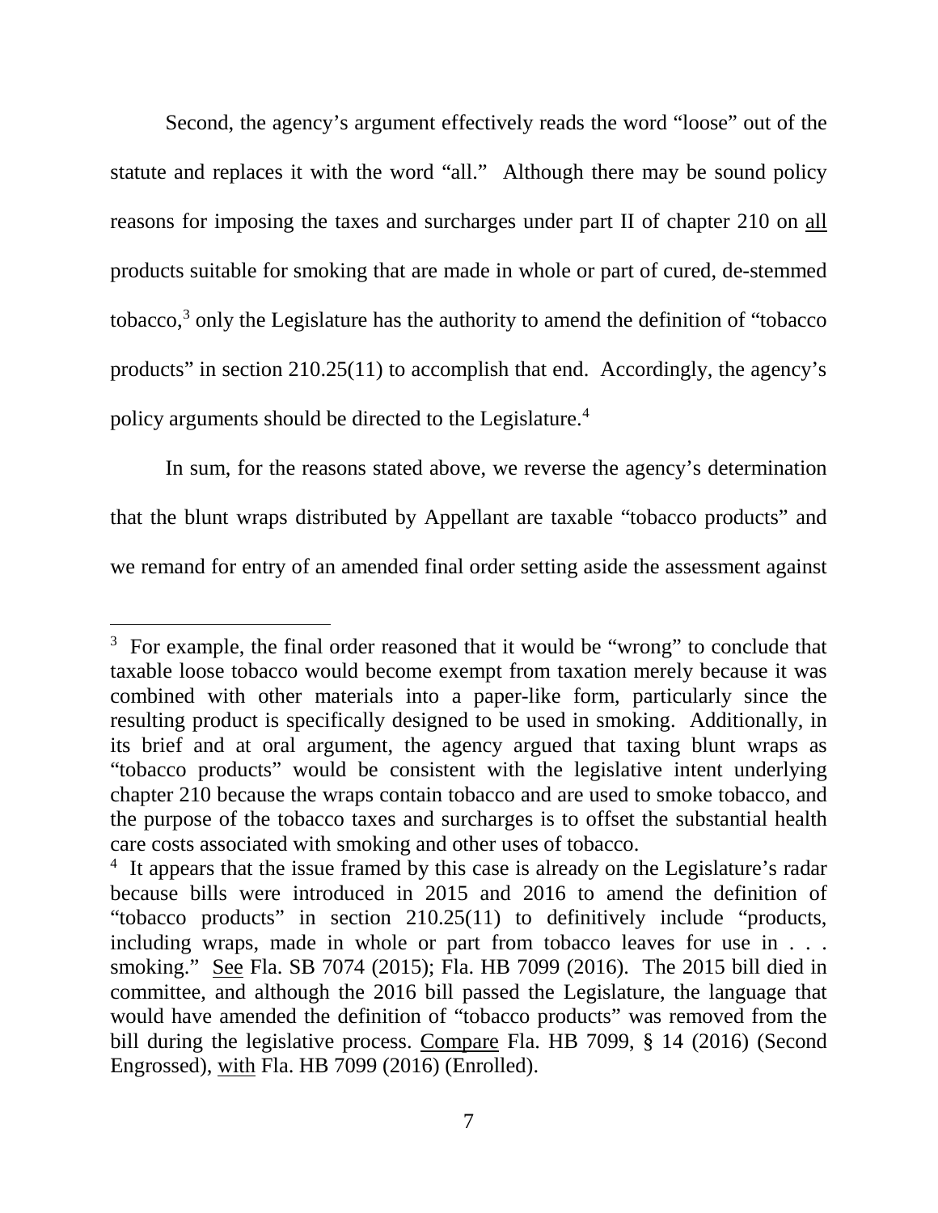Second, the agency's argument effectively reads the word "loose" out of the statute and replaces it with the word "all." Although there may be sound policy reasons for imposing the taxes and surcharges under part II of chapter 210 on all products suitable for smoking that are made in whole or part of cured, de-stemmed tobacco,[3] only the Legislature has the authority to amend the definition of "tobacco products" in section 210.25(11) to accomplish that end. Accordingly, the agency's policy arguments should be directed to the Legislature.[4]

In sum, for the reasons stated above, we reverse the agency's determination that the blunt wraps distributed by Appellant are taxable "tobacco products" and we remand for entry of an amended final order setting aside the assessment against

---

[3] For example, the final order reasoned that it would be "wrong" to conclude that taxable loose tobacco would become exempt from taxation merely because it was combined with other materials into a paper-like form, particularly since the resulting product is specifically designed to be used in smoking. Additionally, in its brief and at oral argument, the agency argued that taxing blunt wraps as "tobacco products" would be consistent with the legislative intent underlying chapter 210 because the wraps contain tobacco and are used to smoke tobacco, and the purpose of the tobacco taxes and surcharges is to offset the substantial health care costs associated with smoking and other uses of tobacco.

[4] It appears that the issue framed by this case is already on the Legislature's radar because bills were introduced in 2015 and 2016 to amend the definition of "tobacco products" in section 210.25(11) to definitively include "products, including wraps, made in whole or part from tobacco leaves for use in . . . smoking." See Fla. SB 7074 (2015); Fla. HB 7099 (2016). The 2015 bill died in committee, and although the 2016 bill passed the Legislature, the language that would have amended the definition of "tobacco products" was removed from the bill during the legislative process. Compare Fla. HB 7099, § 14 (2016) (Second Engrossed), with Fla. HB 7099 (2016) (Enrolled).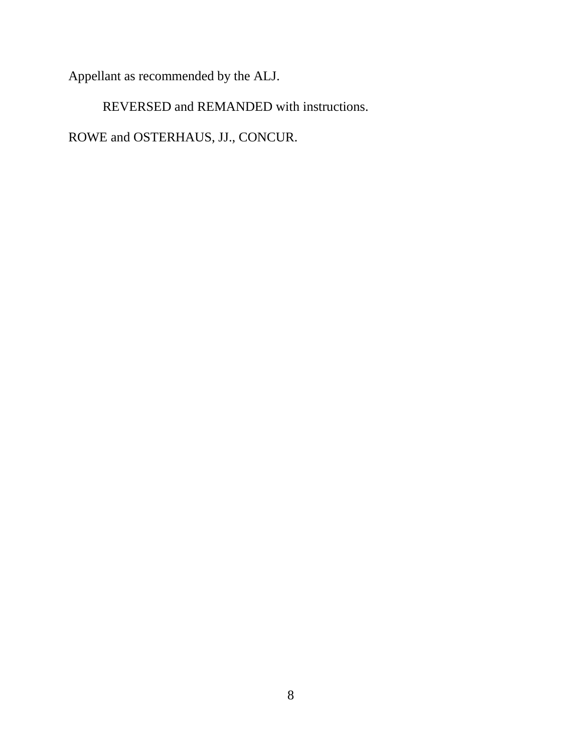Appellant as recommended by the ALJ.

REVERSED and REMANDED with instructions.

ROWE and OSTERHAUS, JJ., CONCUR.